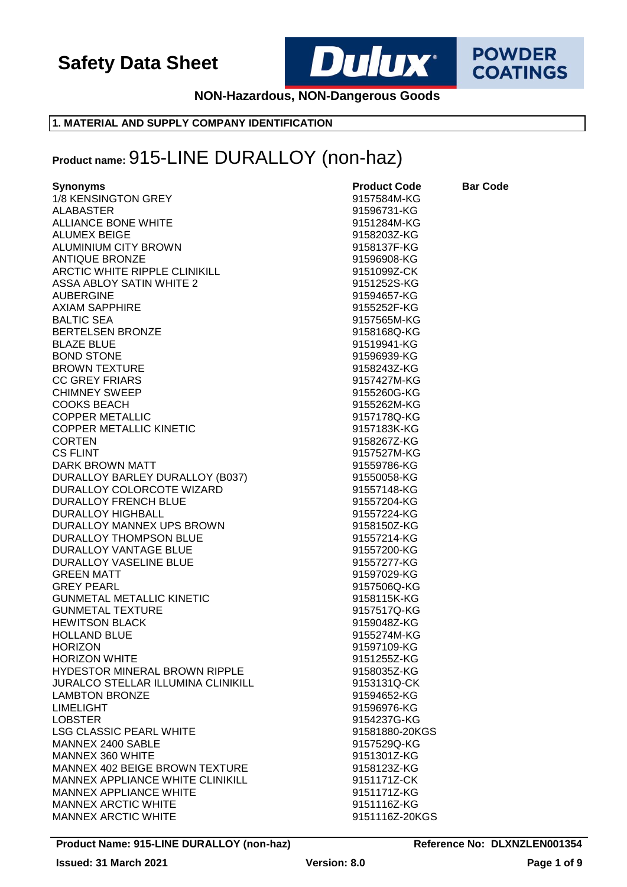# Safety Data Sheet

**NON-Hazardous, NON-Dangerous Goods**

## 1. MATERIAL AND SUPPLY COMPANY IDENTIFICATION

**Product name:** 915-LINE DURALLOY (non-haz)

| Synonyms | Product Code | Bar Code |
|---|---|---|
| 1/8 KENSINGTON GREY | 9157584M-KG | |
| ALABASTER | 91596731-KG | |
| ALLIANCE BONE WHITE | 9151284M-KG | |
| ALUMEX BEIGE | 9158203Z-KG | |
| ALUMINIUM CITY BROWN | 9158137F-KG | |
| ANTIQUE BRONZE | 91596908-KG | |
| ARCTIC WHITE RIPPLE CLINIKILL | 9151099Z-CK | |
| ASSA ABLOY SATIN WHITE 2 | 9151252S-KG | |
| AUBERGINE | 91594657-KG | |
| AXIAM SAPPHIRE | 9155252F-KG | |
| BALTIC SEA | 9157565M-KG | |
| BERTELSEN BRONZE | 9158168Q-KG | |
| BLAZE BLUE | 91519941-KG | |
| BOND STONE | 91596939-KG | |
| BROWN TEXTURE | 9158243Z-KG | |
| CC GREY FRIARS | 9157427M-KG | |
| CHIMNEY SWEEP | 9155260G-KG | |
| COOKS BEACH | 9155262M-KG | |
| COPPER METALLIC | 9157178Q-KG | |
| COPPER METALLIC KINETIC | 9157183K-KG | |
| CORTEN | 9158267Z-KG | |
| CS FLINT | 9157527M-KG | |
| DARK BROWN MATT | 91559786-KG | |
| DURALLOY BARLEY DURALLOY (B037) | 91550058-KG | |
| DURALLOY COLORCOTE WIZARD | 91557148-KG | |
| DURALLOY FRENCH BLUE | 91557204-KG | |
| DURALLOY HIGHBALL | 91557224-KG | |
| DURALLOY MANNEX UPS BROWN | 9158150Z-KG | |
| DURALLOY THOMPSON BLUE | 91557214-KG | |
| DURALLOY VANTAGE BLUE | 91557200-KG | |
| DURALLOY VASELINE BLUE | 91557277-KG | |
| GREEN MATT | 91597029-KG | |
| GREY PEARL | 9157506Q-KG | |
| GUNMETAL METALLIC KINETIC | 9158115K-KG | |
| GUNMETAL TEXTURE | 9157517Q-KG | |
| HEWITSON BLACK | 9159048Z-KG | |
| HOLLAND BLUE | 9155274M-KG | |
| HORIZON | 91597109-KG | |
| HORIZON WHITE | 9151255Z-KG | |
| HYDESTOR MINERAL BROWN RIPPLE | 9158035Z-KG | |
| JURALCO STELLAR ILLUMINA CLINIKILL | 9153131Q-CK | |
| LAMBTON BRONZE | 91594652-KG | |
| LIMELIGHT | 91596976-KG | |
| LOBSTER | 9154237G-KG | |
| LSG CLASSIC PEARL WHITE | 91581880-20KGS | |
| MANNEX 2400 SABLE | 9157529Q-KG | |
| MANNEX 360 WHITE | 9151301Z-KG | |
| MANNEX 402 BEIGE BROWN TEXTURE | 9158123Z-KG | |
| MANNEX APPLIANCE WHITE CLINIKILL | 9151171Z-CK | |
| MANNEX APPLIANCE WHITE | 9151171Z-KG | |
| MANNEX ARCTIC WHITE | 9151116Z-KG | |
| MANNEX ARCTIC WHITE | 9151116Z-20KGS | |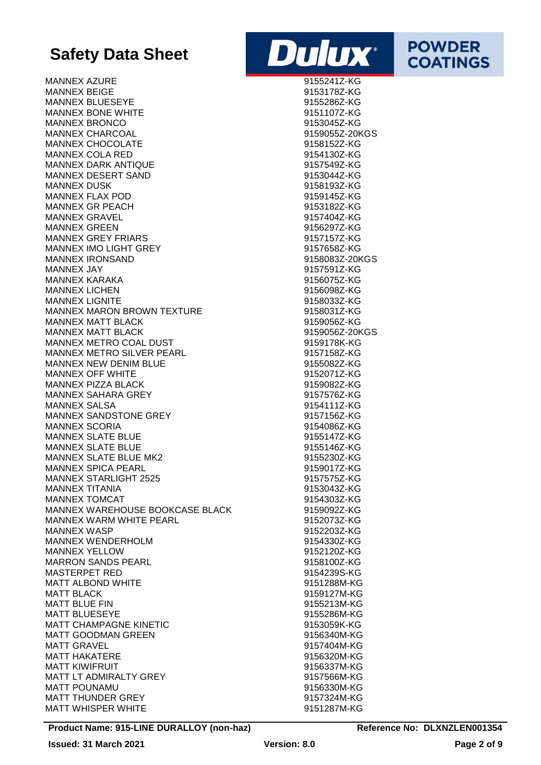| | |
|---|---|
| MANNEX AZURE | 9155241Z-KG |
| MANNEX BEIGE | 9153178Z-KG |
| MANNEX BLUESEYE | 9155286Z-KG |
| MANNEX BONE WHITE | 9151107Z-KG |
| MANNEX BRONCO | 9153045Z-KG |
| MANNEX CHARCOAL | 9159055Z-20KGS |
| MANNEX CHOCOLATE | 9158152Z-KG |
| MANNEX COLA RED | 9154130Z-KG |
| MANNEX DARK ANTIQUE | 9157549Z-KG |
| MANNEX DESERT SAND | 9153044Z-KG |
| MANNEX DUSK | 9158193Z-KG |
| MANNEX FLAX POD | 9159145Z-KG |
| MANNEX GR PEACH | 9153182Z-KG |
| MANNEX GRAVEL | 9157404Z-KG |
| MANNEX GREEN | 9156297Z-KG |
| MANNEX GREY FRIARS | 9157157Z-KG |
| MANNEX IMO LIGHT GREY | 9157658Z-KG |
| MANNEX IRONSAND | 9158083Z-20KGS |
| MANNEX JAY | 9157591Z-KG |
| MANNEX KARAKA | 9156075Z-KG |
| MANNEX LICHEN | 9156098Z-KG |
| MANNEX LIGNITE | 9158033Z-KG |
| MANNEX MARON BROWN TEXTURE | 9158031Z-KG |
| MANNEX MATT BLACK | 9159056Z-KG |
| MANNEX MATT BLACK | 9159056Z-20KGS |
| MANNEX METRO COAL DUST | 9159178K-KG |
| MANNEX METRO SILVER PEARL | 9157158Z-KG |
| MANNEX NEW DENIM BLUE | 9155082Z-KG |
| MANNEX OFF WHITE | 9152071Z-KG |
| MANNEX PIZZA BLACK | 9159082Z-KG |
| MANNEX SAHARA GREY | 9157576Z-KG |
| MANNEX SALSA | 9154111Z-KG |
| MANNEX SANDSTONE GREY | 9157156Z-KG |
| MANNEX SCORIA | 9154086Z-KG |
| MANNEX SLATE BLUE | 9155147Z-KG |
| MANNEX SLATE BLUE | 9155146Z-KG |
| MANNEX SLATE BLUE MK2 | 9155230Z-KG |
| MANNEX SPICA PEARL | 9159017Z-KG |
| MANNEX STARLIGHT 2525 | 9157575Z-KG |
| MANNEX TITANIA | 9153043Z-KG |
| MANNEX TOMCAT | 9154303Z-KG |
| MANNEX WAREHOUSE BOOKCASE BLACK | 9159092Z-KG |
| MANNEX WARM WHITE PEARL | 9152073Z-KG |
| MANNEX WASP | 9152203Z-KG |
| MANNEX WENDERHOLM | 9154330Z-KG |
| MANNEX YELLOW | 9152120Z-KG |
| MARRON SANDS PEARL | 9158100Z-KG |
| MASTERPET RED | 9154239S-KG |
| MATT ALBOND WHITE | 9151288M-KG |
| MATT BLACK | 9159127M-KG |
| MATT BLUE FIN | 9155213M-KG |
| MATT BLUESEYE | 9155286M-KG |
| MATT CHAMPAGNE KINETIC | 9153059K-KG |
| MATT GOODMAN GREEN | 9156340M-KG |
| MATT GRAVEL | 9157404M-KG |
| MATT HAKATERE | 9156320M-KG |
| MATT KIWIFRUIT | 9156337M-KG |
| MATT LT ADMIRALTY GREY | 9157566M-KG |
| MATT POUNAMU | 9156330M-KG |
| MATT THUNDER GREY | 9157324M-KG |
| MATT WHISPER WHITE | 9151287M-KG |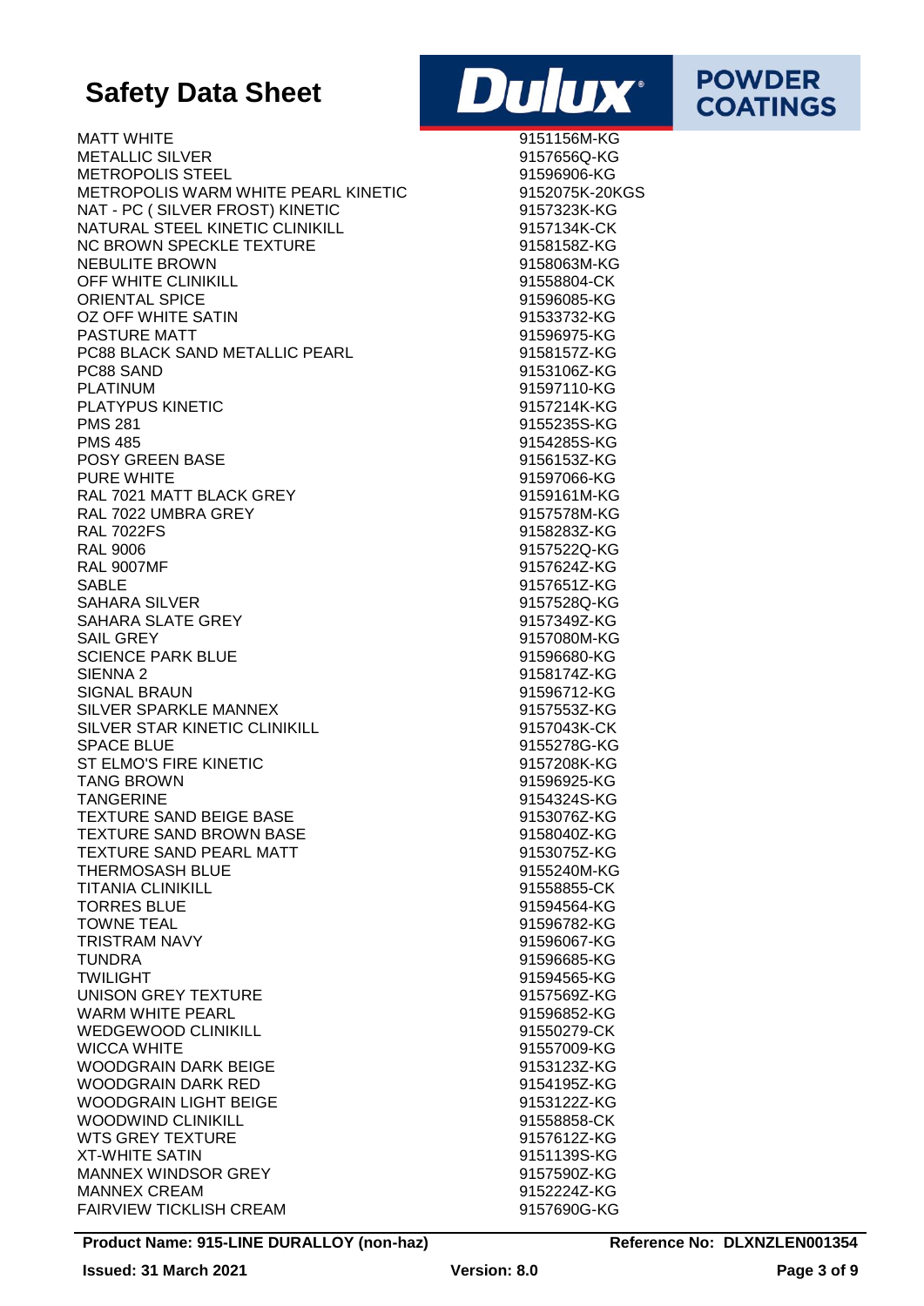| | |
|---|---|
| MATT WHITE | 9151156M-KG |
| METALLIC SILVER | 9157656Q-KG |
| METROPOLIS STEEL | 91596906-KG |
| METROPOLIS WARM WHITE PEARL KINETIC | 9152075K-20KGS |
| NAT - PC ( SILVER FROST) KINETIC | 9157323K-KG |
| NATURAL STEEL KINETIC CLINIKILL | 9157134K-CK |
| NC BROWN SPECKLE TEXTURE | 9158158Z-KG |
| NEBULITE BROWN | 9158063M-KG |
| OFF WHITE CLINIKILL | 91558804-CK |
| ORIENTAL SPICE | 91596085-KG |
| OZ OFF WHITE SATIN | 91533732-KG |
| PASTURE MATT | 91596975-KG |
| PC88 BLACK SAND METALLIC PEARL | 9158157Z-KG |
| PC88 SAND | 9153106Z-KG |
| PLATINUM | 91597110-KG |
| PLATYPUS KINETIC | 9157214K-KG |
| PMS 281 | 9155235S-KG |
| PMS 485 | 9154285S-KG |
| POSY GREEN BASE | 9156153Z-KG |
| PURE WHITE | 91597066-KG |
| RAL 7021 MATT BLACK GREY | 9159161M-KG |
| RAL 7022 UMBRA GREY | 9157578M-KG |
| RAL 7022FS | 9158283Z-KG |
| RAL 9006 | 9157522Q-KG |
| RAL 9007MF | 9157624Z-KG |
| SABLE | 9157651Z-KG |
| SAHARA SILVER | 9157528Q-KG |
| SAHARA SLATE GREY | 9157349Z-KG |
| SAIL GREY | 9157080M-KG |
| SCIENCE PARK BLUE | 91596680-KG |
| SIENNA 2 | 9158174Z-KG |
| SIGNAL BRAUN | 91596712-KG |
| SILVER SPARKLE MANNEX | 9157553Z-KG |
| SILVER STAR KINETIC CLINIKILL | 9157043K-CK |
| SPACE BLUE | 9155278G-KG |
| ST ELMO'S FIRE KINETIC | 9157208K-KG |
| TANG BROWN | 91596925-KG |
| TANGERINE | 9154324S-KG |
| TEXTURE SAND BEIGE BASE | 9153076Z-KG |
| TEXTURE SAND BROWN BASE | 9158040Z-KG |
| TEXTURE SAND PEARL MATT | 9153075Z-KG |
| THERMOSASH BLUE | 9155240M-KG |
| TITANIA CLINIKILL | 91558855-CK |
| TORRES BLUE | 91594564-KG |
| TOWNE TEAL | 91596782-KG |
| TRISTRAM NAVY | 91596067-KG |
| TUNDRA | 91596685-KG |
| TWILIGHT | 91594565-KG |
| UNISON GREY TEXTURE | 9157569Z-KG |
| WARM WHITE PEARL | 91596852-KG |
| WEDGEWOOD CLINIKILL | 91550279-CK |
| WICCA WHITE | 91557009-KG |
| WOODGRAIN DARK BEIGE | 9153123Z-KG |
| WOODGRAIN DARK RED | 9154195Z-KG |
| WOODGRAIN LIGHT BEIGE | 9153122Z-KG |
| WOODWIND CLINIKILL | 91558858-CK |
| WTS GREY TEXTURE | 9157612Z-KG |
| XT-WHITE SATIN | 9151139S-KG |
| MANNEX WINDSOR GREY | 9157590Z-KG |
| MANNEX CREAM | 9152224Z-KG |
| FAIRVIEW TICKLISH CREAM | 9157690G-KG |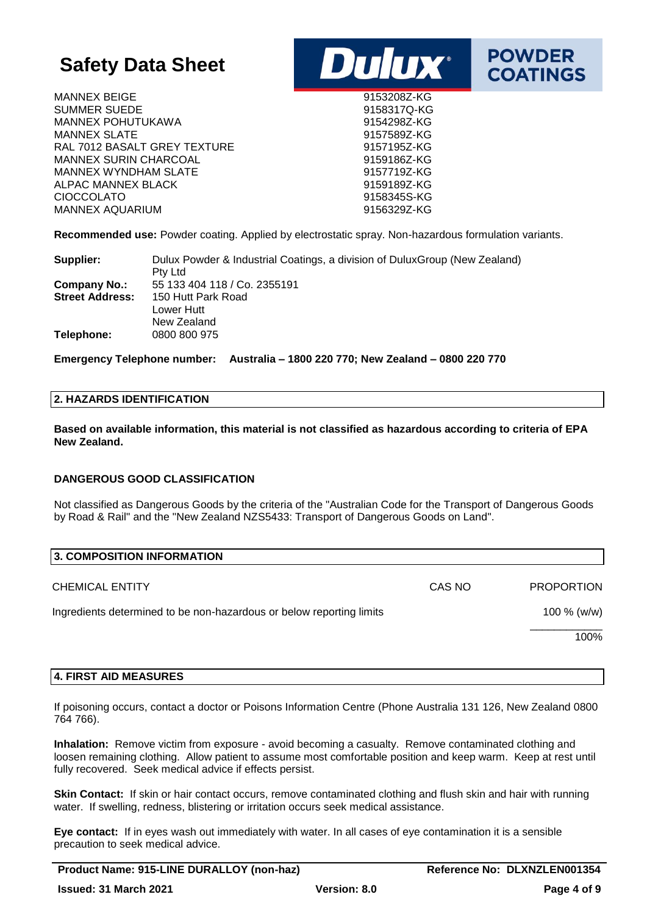| | |
|---|---|
| MANNEX BEIGE | 9153208Z-KG |
| SUMMER SUEDE | 9158317Q-KG |
| MANNEX POHUTUKAWA | 9154298Z-KG |
| MANNEX SLATE | 9157589Z-KG |
| RAL 7012 BASALT GREY TEXTURE | 9157195Z-KG |
| MANNEX SURIN CHARCOAL | 9159186Z-KG |
| MANNEX WYNDHAM SLATE | 9157719Z-KG |
| ALPAC MANNEX BLACK | 9159189Z-KG |
| CIOCCOLATO | 9158345S-KG |
| MANNEX AQUARIUM | 9156329Z-KG |

**Recommended use:** Powder coating. Applied by electrostatic spray. Non-hazardous formulation variants.

| | |
|---|---|
| **Supplier:** | Dulux Powder & Industrial Coatings, a division of DuluxGroup (New Zealand) Pty Ltd |
| **Company No.:** | 55 133 404 118 / Co. 2355191 |
| **Street Address:** | 150 Hutt Park Road<br>Lower Hutt<br>New Zealand |
| **Telephone:** | 0800 800 975 |

**Emergency Telephone number: Australia – 1800 220 770; New Zealand – 0800 220 770**

## 2. HAZARDS IDENTIFICATION

**Based on available information, this material is not classified as hazardous according to criteria of EPA New Zealand.**

### DANGEROUS GOOD CLASSIFICATION

Not classified as Dangerous Goods by the criteria of the "Australian Code for the Transport of Dangerous Goods by Road & Rail" and the "New Zealand NZS5433: Transport of Dangerous Goods on Land".

## 3. COMPOSITION INFORMATION

| CHEMICAL ENTITY | CAS NO | PROPORTION |
|---|---|---|
| Ingredients determined to be non-hazardous or below reporting limits | | 100 % (w/w) |
| | | 100% |

## 4. FIRST AID MEASURES

If poisoning occurs, contact a doctor or Poisons Information Centre (Phone Australia 131 126, New Zealand 0800 764 766).

**Inhalation:** Remove victim from exposure - avoid becoming a casualty. Remove contaminated clothing and loosen remaining clothing. Allow patient to assume most comfortable position and keep warm. Keep at rest until fully recovered. Seek medical advice if effects persist.

**Skin Contact:** If skin or hair contact occurs, remove contaminated clothing and flush skin and hair with running water. If swelling, redness, blistering or irritation occurs seek medical assistance.

**Eye contact:** If in eyes wash out immediately with water. In all cases of eye contamination it is a sensible precaution to seek medical advice.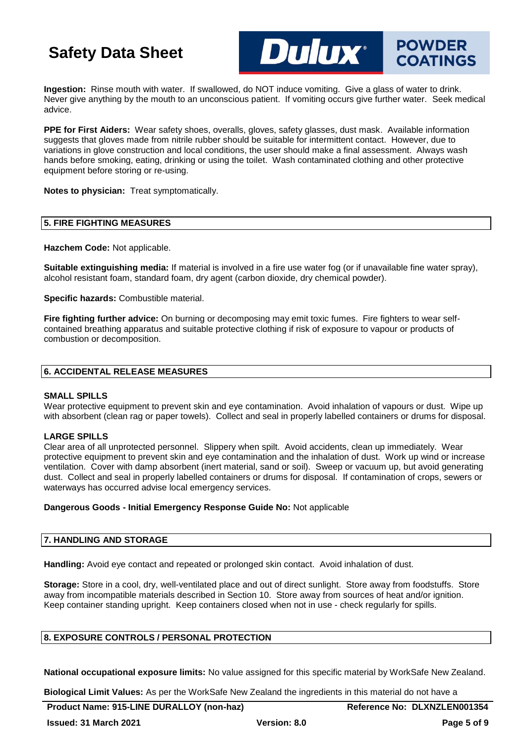**Ingestion:** Rinse mouth with water. If swallowed, do NOT induce vomiting. Give a glass of water to drink. Never give anything by the mouth to an unconscious patient. If vomiting occurs give further water. Seek medical advice.

**PPE for First Aiders:** Wear safety shoes, overalls, gloves, safety glasses, dust mask. Available information suggests that gloves made from nitrile rubber should be suitable for intermittent contact. However, due to variations in glove construction and local conditions, the user should make a final assessment. Always wash hands before smoking, eating, drinking or using the toilet. Wash contaminated clothing and other protective equipment before storing or re-using.

**Notes to physician:** Treat symptomatically.

## 5. FIRE FIGHTING MEASURES

**Hazchem Code:** Not applicable.

**Suitable extinguishing media:** If material is involved in a fire use water fog (or if unavailable fine water spray), alcohol resistant foam, standard foam, dry agent (carbon dioxide, dry chemical powder).

**Specific hazards:** Combustible material.

**Fire fighting further advice:** On burning or decomposing may emit toxic fumes. Fire fighters to wear self-contained breathing apparatus and suitable protective clothing if risk of exposure to vapour or products of combustion or decomposition.

## 6. ACCIDENTAL RELEASE MEASURES

### SMALL SPILLS

Wear protective equipment to prevent skin and eye contamination. Avoid inhalation of vapours or dust. Wipe up with absorbent (clean rag or paper towels). Collect and seal in properly labelled containers or drums for disposal.

### LARGE SPILLS

Clear area of all unprotected personnel. Slippery when spilt. Avoid accidents, clean up immediately. Wear protective equipment to prevent skin and eye contamination and the inhalation of dust. Work up wind or increase ventilation. Cover with damp absorbent (inert material, sand or soil). Sweep or vacuum up, but avoid generating dust. Collect and seal in properly labelled containers or drums for disposal. If contamination of crops, sewers or waterways has occurred advise local emergency services.

**Dangerous Goods - Initial Emergency Response Guide No:** Not applicable

## 7. HANDLING AND STORAGE

**Handling:** Avoid eye contact and repeated or prolonged skin contact. Avoid inhalation of dust.

**Storage:** Store in a cool, dry, well-ventilated place and out of direct sunlight. Store away from foodstuffs. Store away from incompatible materials described in Section 10. Store away from sources of heat and/or ignition. Keep container standing upright. Keep containers closed when not in use - check regularly for spills.

## 8. EXPOSURE CONTROLS / PERSONAL PROTECTION

**National occupational exposure limits:** No value assigned for this specific material by WorkSafe New Zealand.

**Biological Limit Values:** As per the WorkSafe New Zealand the ingredients in this material do not have a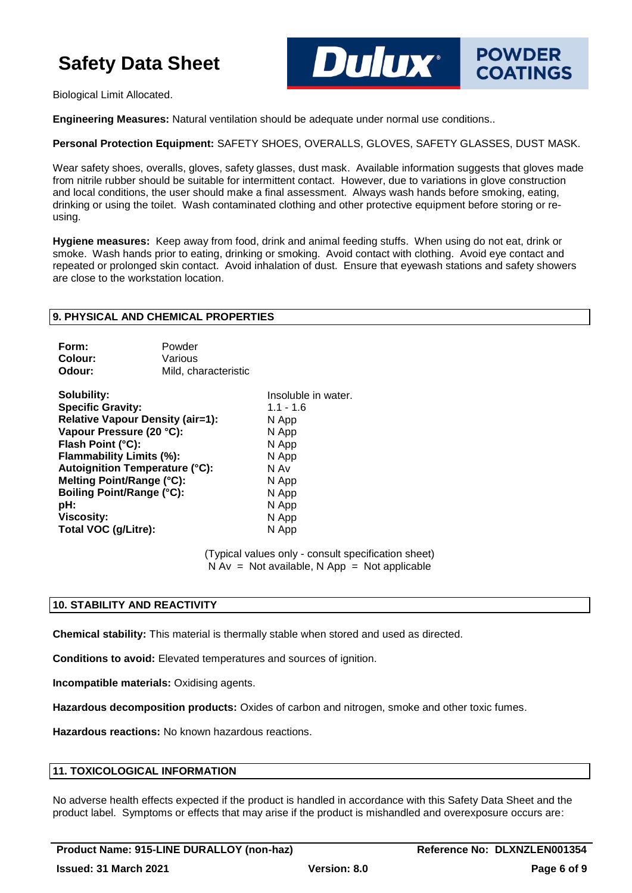Biological Limit Allocated.

**Engineering Measures:** Natural ventilation should be adequate under normal use conditions..

**Personal Protection Equipment:** SAFETY SHOES, OVERALLS, GLOVES, SAFETY GLASSES, DUST MASK.

Wear safety shoes, overalls, gloves, safety glasses, dust mask. Available information suggests that gloves made from nitrile rubber should be suitable for intermittent contact. However, due to variations in glove construction and local conditions, the user should make a final assessment. Always wash hands before smoking, eating, drinking or using the toilet. Wash contaminated clothing and other protective equipment before storing or re-using.

**Hygiene measures:** Keep away from food, drink and animal feeding stuffs. When using do not eat, drink or smoke. Wash hands prior to eating, drinking or smoking. Avoid contact with clothing. Avoid eye contact and repeated or prolonged skin contact. Avoid inhalation of dust. Ensure that eyewash stations and safety showers are close to the workstation location.

## 9. PHYSICAL AND CHEMICAL PROPERTIES

| | |
|---|---|
| **Form:** | Powder |
| **Colour:** | Various |
| **Odour:** | Mild, characteristic |

| | |
|---|---|
| **Solubility:** | Insoluble in water. |
| **Specific Gravity:** | 1.1 - 1.6 |
| **Relative Vapour Density (air=1):** | N App |
| **Vapour Pressure (20 °C):** | N App |
| **Flash Point (°C):** | N App |
| **Flammability Limits (%):** | N App |
| **Autoignition Temperature (°C):** | N Av |
| **Melting Point/Range (°C):** | N App |
| **Boiling Point/Range (°C):** | N App |
| **pH:** | N App |
| **Viscosity:** | N App |
| **Total VOC (g/Litre):** | N App |

(Typical values only - consult specification sheet)
N Av = Not available, N App = Not applicable

## 10. STABILITY AND REACTIVITY

**Chemical stability:** This material is thermally stable when stored and used as directed.

**Conditions to avoid:** Elevated temperatures and sources of ignition.

**Incompatible materials:** Oxidising agents.

**Hazardous decomposition products:** Oxides of carbon and nitrogen, smoke and other toxic fumes.

**Hazardous reactions:** No known hazardous reactions.

## 11. TOXICOLOGICAL INFORMATION

No adverse health effects expected if the product is handled in accordance with this Safety Data Sheet and the product label. Symptoms or effects that may arise if the product is mishandled and overexposure occurs are: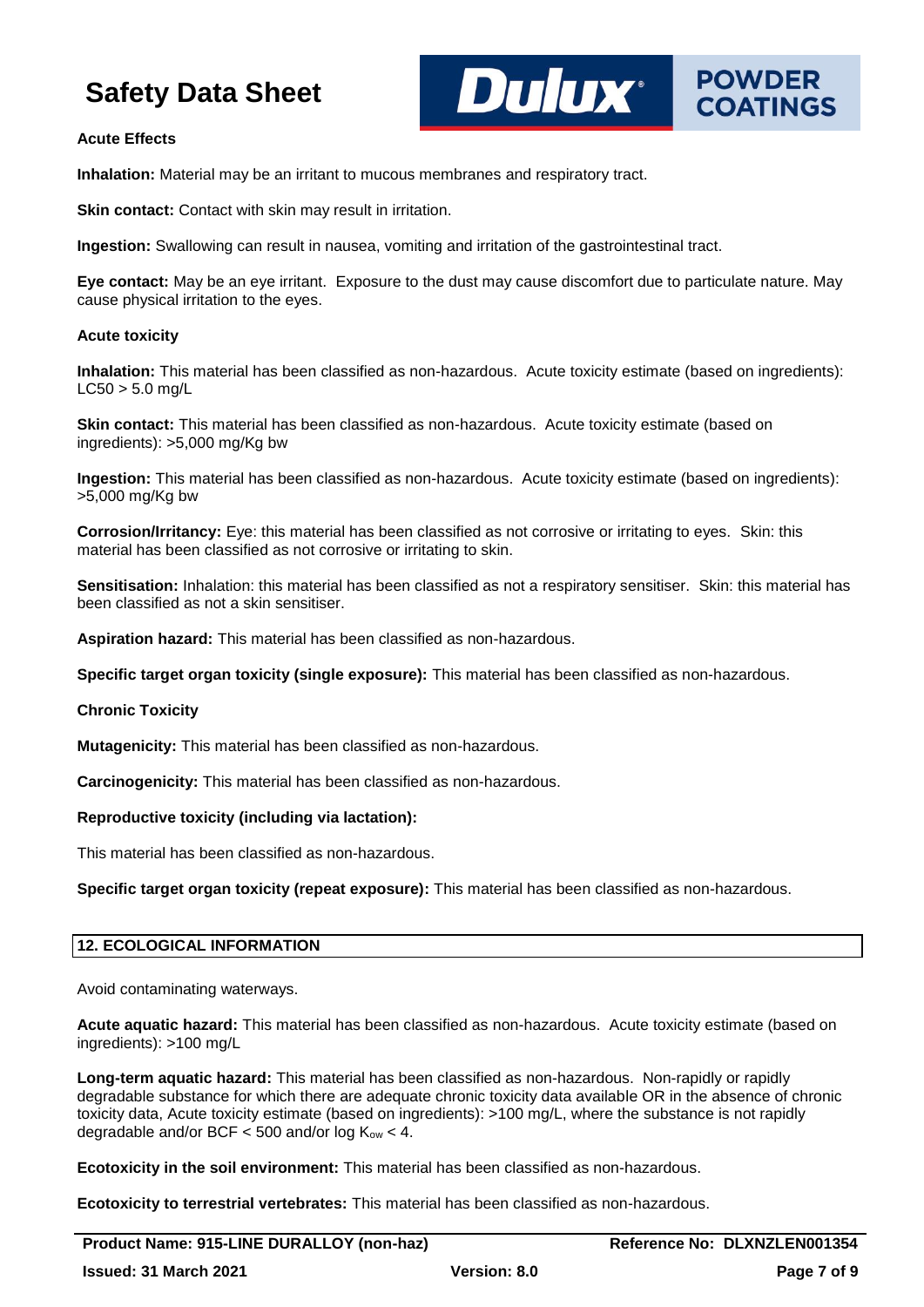**Acute Effects**

**Inhalation:** Material may be an irritant to mucous membranes and respiratory tract.

**Skin contact:** Contact with skin may result in irritation.

**Ingestion:** Swallowing can result in nausea, vomiting and irritation of the gastrointestinal tract.

**Eye contact:** May be an eye irritant. Exposure to the dust may cause discomfort due to particulate nature. May cause physical irritation to the eyes.

**Acute toxicity**

**Inhalation:** This material has been classified as non-hazardous. Acute toxicity estimate (based on ingredients): LC50 > 5.0 mg/L

**Skin contact:** This material has been classified as non-hazardous. Acute toxicity estimate (based on ingredients): >5,000 mg/Kg bw

**Ingestion:** This material has been classified as non-hazardous. Acute toxicity estimate (based on ingredients): >5,000 mg/Kg bw

**Corrosion/Irritancy:** Eye: this material has been classified as not corrosive or irritating to eyes. Skin: this material has been classified as not corrosive or irritating to skin.

**Sensitisation:** Inhalation: this material has been classified as not a respiratory sensitiser. Skin: this material has been classified as not a skin sensitiser.

**Aspiration hazard:** This material has been classified as non-hazardous.

**Specific target organ toxicity (single exposure):** This material has been classified as non-hazardous.

**Chronic Toxicity**

**Mutagenicity:** This material has been classified as non-hazardous.

**Carcinogenicity:** This material has been classified as non-hazardous.

**Reproductive toxicity (including via lactation):**

This material has been classified as non-hazardous.

**Specific target organ toxicity (repeat exposure):** This material has been classified as non-hazardous.

## 12. ECOLOGICAL INFORMATION

Avoid contaminating waterways.

**Acute aquatic hazard:** This material has been classified as non-hazardous. Acute toxicity estimate (based on ingredients): >100 mg/L

**Long-term aquatic hazard:** This material has been classified as non-hazardous. Non-rapidly or rapidly degradable substance for which there are adequate chronic toxicity data available OR in the absence of chronic toxicity data, Acute toxicity estimate (based on ingredients): >100 mg/L, where the substance is not rapidly degradable and/or BCF < 500 and/or log $K_{ow}$ < 4.

**Ecotoxicity in the soil environment:** This material has been classified as non-hazardous.

**Ecotoxicity to terrestrial vertebrates:** This material has been classified as non-hazardous.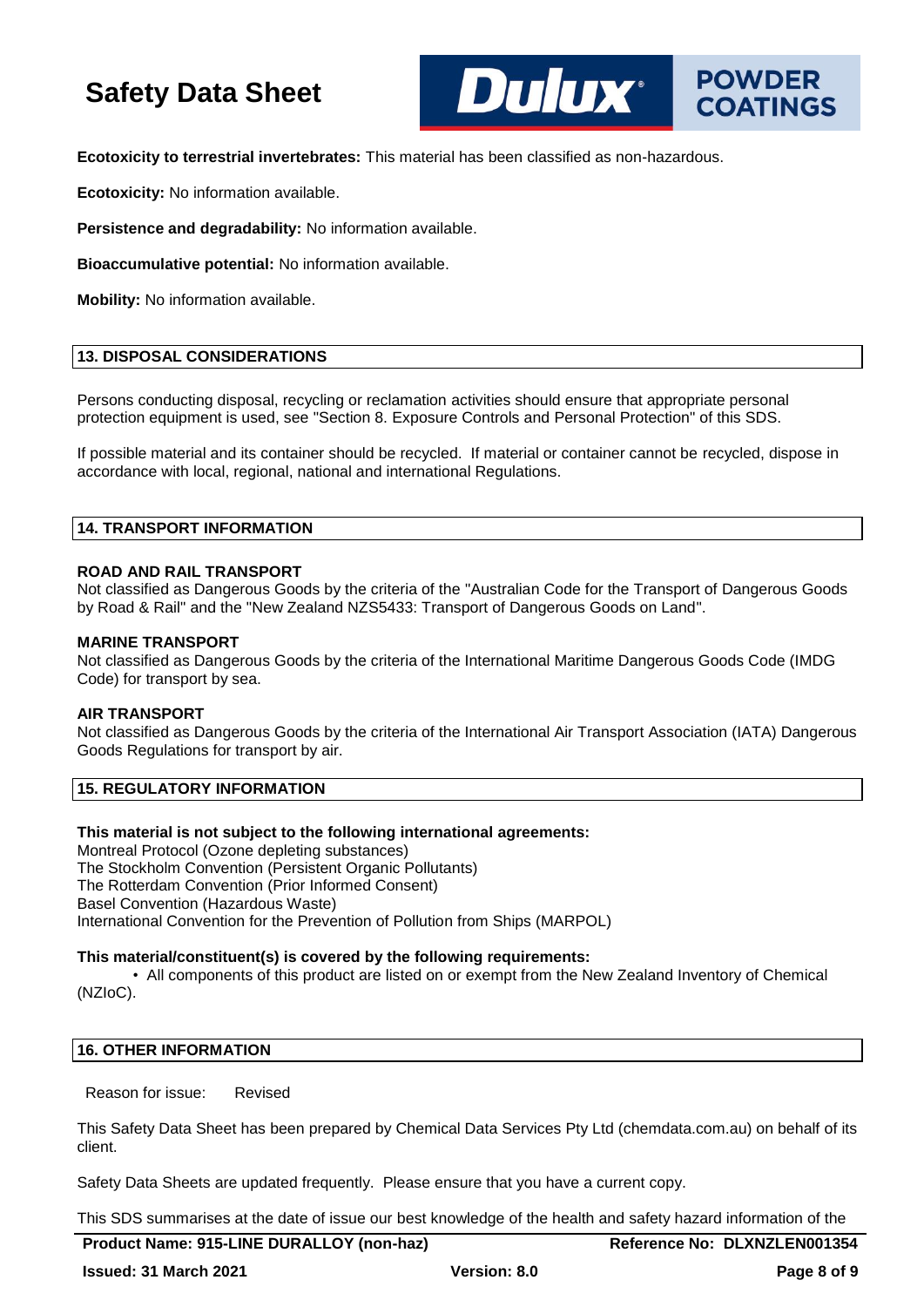**Ecotoxicity to terrestrial invertebrates:** This material has been classified as non-hazardous.

**Ecotoxicity:** No information available.

**Persistence and degradability:** No information available.

**Bioaccumulative potential:** No information available.

**Mobility:** No information available.

## 13. DISPOSAL CONSIDERATIONS

Persons conducting disposal, recycling or reclamation activities should ensure that appropriate personal protection equipment is used, see "Section 8. Exposure Controls and Personal Protection" of this SDS.

If possible material and its container should be recycled. If material or container cannot be recycled, dispose in accordance with local, regional, national and international Regulations.

## 14. TRANSPORT INFORMATION

**ROAD AND RAIL TRANSPORT**
Not classified as Dangerous Goods by the criteria of the "Australian Code for the Transport of Dangerous Goods by Road & Rail" and the "New Zealand NZS5433: Transport of Dangerous Goods on Land".

**MARINE TRANSPORT**
Not classified as Dangerous Goods by the criteria of the International Maritime Dangerous Goods Code (IMDG Code) for transport by sea.

**AIR TRANSPORT**
Not classified as Dangerous Goods by the criteria of the International Air Transport Association (IATA) Dangerous Goods Regulations for transport by air.

## 15. REGULATORY INFORMATION

**This material is not subject to the following international agreements:**
Montreal Protocol (Ozone depleting substances)
The Stockholm Convention (Persistent Organic Pollutants)
The Rotterdam Convention (Prior Informed Consent)
Basel Convention (Hazardous Waste)
International Convention for the Prevention of Pollution from Ships (MARPOL)

**This material/constituent(s) is covered by the following requirements:**

- All components of this product are listed on or exempt from the New Zealand Inventory of Chemical (NZIoC).

## 16. OTHER INFORMATION

Reason for issue: Revised

This Safety Data Sheet has been prepared by Chemical Data Services Pty Ltd (chemdata.com.au) on behalf of its client.

Safety Data Sheets are updated frequently. Please ensure that you have a current copy.

This SDS summarises at the date of issue our best knowledge of the health and safety hazard information of the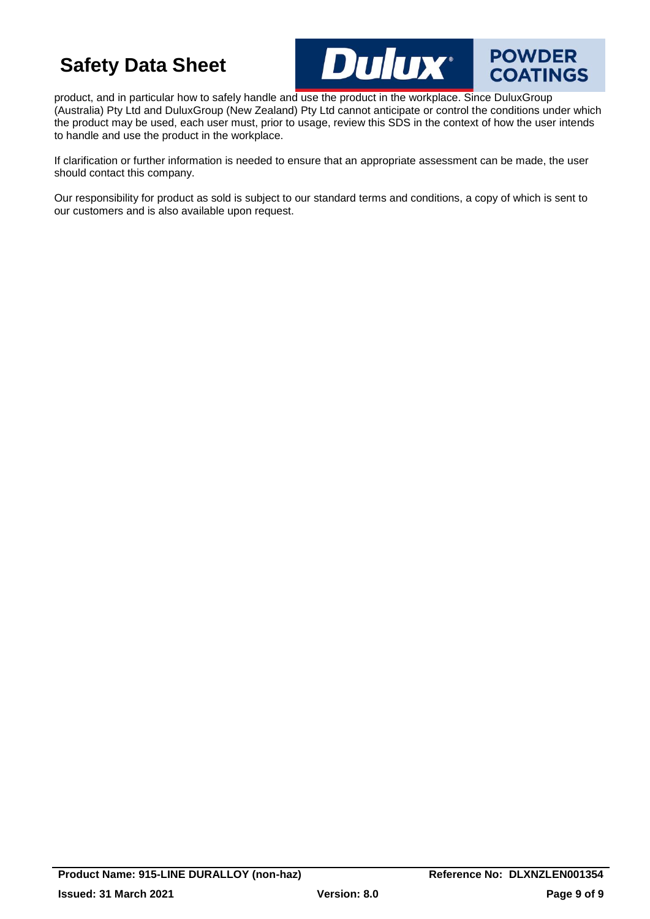product, and in particular how to safely handle and use the product in the workplace. Since DuluxGroup (Australia) Pty Ltd and DuluxGroup (New Zealand) Pty Ltd cannot anticipate or control the conditions under which the product may be used, each user must, prior to usage, review this SDS in the context of how the user intends to handle and use the product in the workplace.

If clarification or further information is needed to ensure that an appropriate assessment can be made, the user should contact this company.

Our responsibility for product as sold is subject to our standard terms and conditions, a copy of which is sent to our customers and is also available upon request.